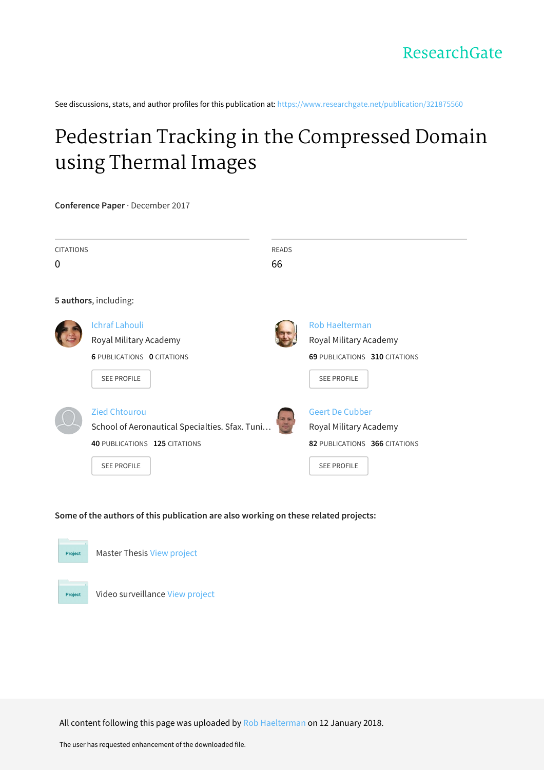ResearchGate

See discussions, stats, and author profiles for this publication at: https://www.researchgate.net/publication/321875560

# Pedestrian Tracking in the Compressed Domain using Thermal Images

**Conference Paper** · December 2017

CITATIONS
0

READS
66

**5 authors**, including:

Ichraf Lahouli
Royal Military Academy
**6** PUBLICATIONS **0** CITATIONS

SEE PROFILE

Rob Haelterman
Royal Military Academy
**69** PUBLICATIONS **310** CITATIONS

SEE PROFILE

Zied Chtourou
School of Aeronautical Specialties. Sfax. Tuni…
**40** PUBLICATIONS **125** CITATIONS

SEE PROFILE

Geert De Cubber
Royal Military Academy
**82** PUBLICATIONS **366** CITATIONS

SEE PROFILE

**Some of the authors of this publication are also working on these related projects:**

Master Thesis View project

Video surveillance View project

All content following this page was uploaded by Rob Haelterman on 12 January 2018.

The user has requested enhancement of the downloaded file.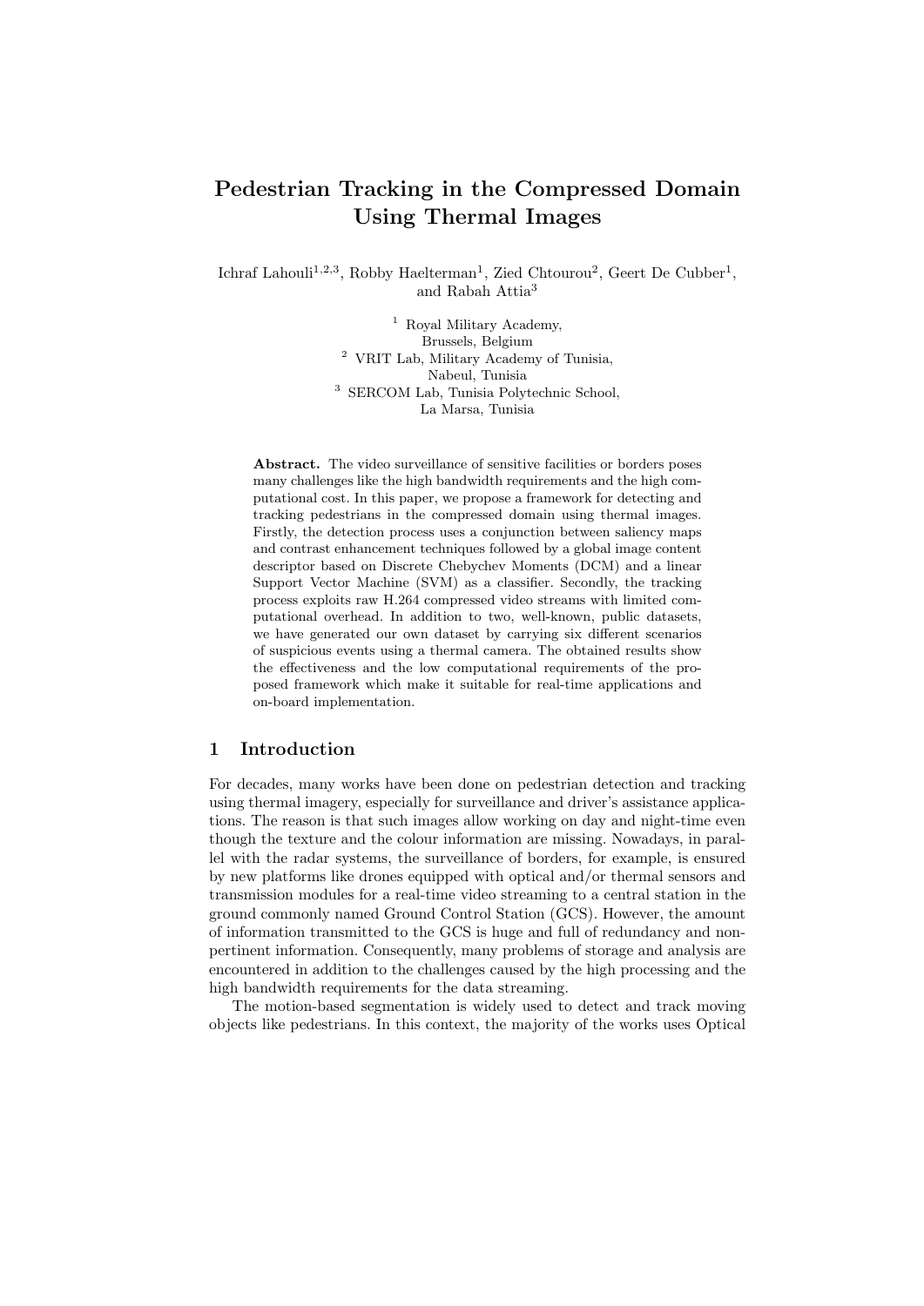# Pedestrian Tracking in the Compressed Domain Using Thermal Images

Ichraf Lahouli[1,2,3], Robby Haelterman[1], Zied Chtourou[2], Geert De Cubber[1], and Rabah Attia[3]

[1] Royal Military Academy, Brussels, Belgium
[2] VRIT Lab, Military Academy of Tunisia, Nabeul, Tunisia
[3] SERCOM Lab, Tunisia Polytechnic School, La Marsa, Tunisia

**Abstract.** The video surveillance of sensitive facilities or borders poses many challenges like the high bandwidth requirements and the high computational cost. In this paper, we propose a framework for detecting and tracking pedestrians in the compressed domain using thermal images. Firstly, the detection process uses a conjunction between saliency maps and contrast enhancement techniques followed by a global image content descriptor based on Discrete Chebychev Moments (DCM) and a linear Support Vector Machine (SVM) as a classifier. Secondly, the tracking process exploits raw H.264 compressed video streams with limited computational overhead. In addition to two, well-known, public datasets, we have generated our own dataset by carrying six different scenarios of suspicious events using a thermal camera. The obtained results show the effectiveness and the low computational requirements of the proposed framework which make it suitable for real-time applications and on-board implementation.

## 1 Introduction

For decades, many works have been done on pedestrian detection and tracking using thermal imagery, especially for surveillance and driver's assistance applications. The reason is that such images allow working on day and night-time even though the texture and the colour information are missing. Nowadays, in parallel with the radar systems, the surveillance of borders, for example, is ensured by new platforms like drones equipped with optical and/or thermal sensors and transmission modules for a real-time video streaming to a central station in the ground commonly named Ground Control Station (GCS). However, the amount of information transmitted to the GCS is huge and full of redundancy and non-pertinent information. Consequently, many problems of storage and analysis are encountered in addition to the challenges caused by the high processing and the high bandwidth requirements for the data streaming.

The motion-based segmentation is widely used to detect and track moving objects like pedestrians. In this context, the majority of the works uses Optical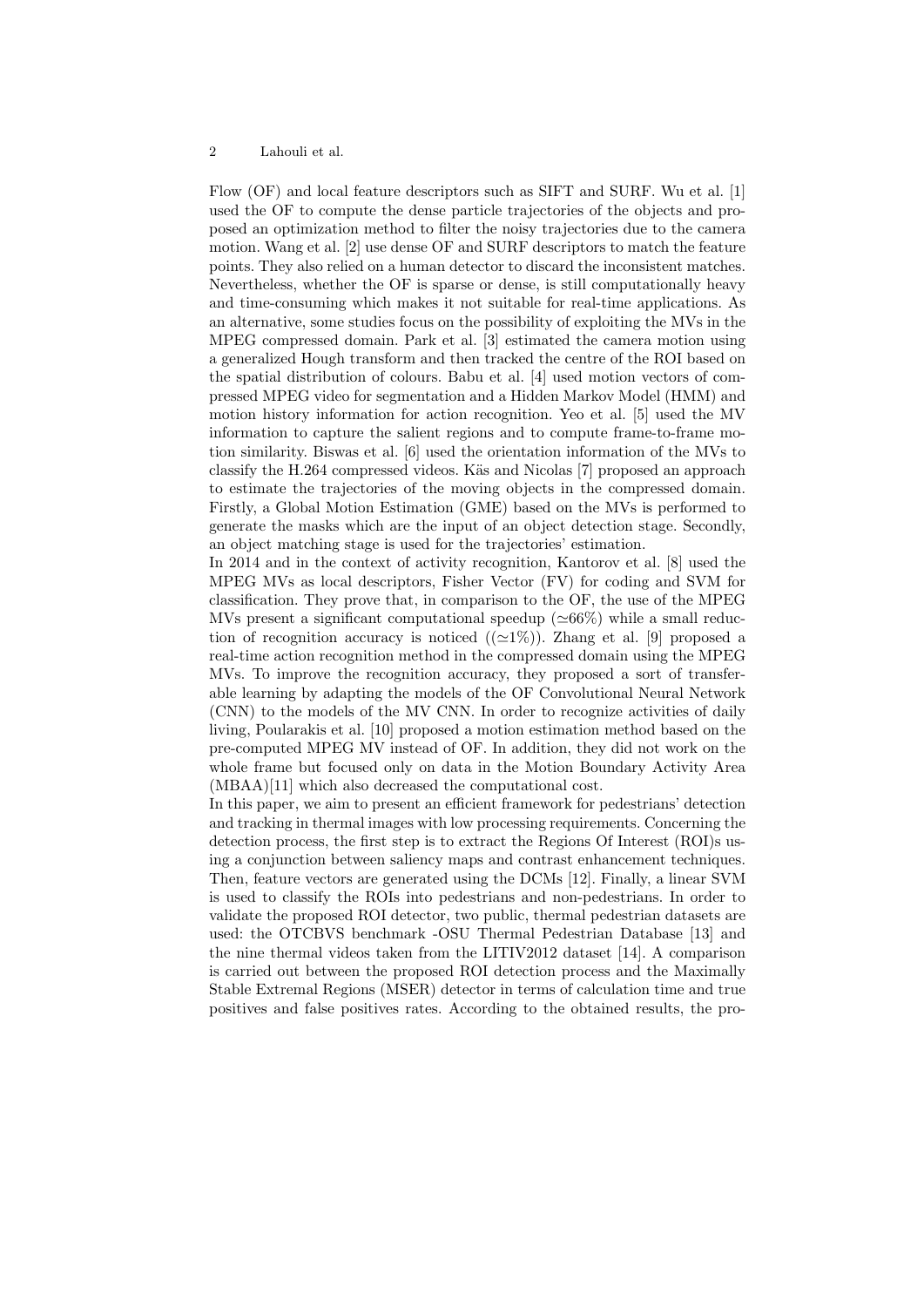Flow (OF) and local feature descriptors such as SIFT and SURF. Wu et al. [1] used the OF to compute the dense particle trajectories of the objects and proposed an optimization method to filter the noisy trajectories due to the camera motion. Wang et al. [2] use dense OF and SURF descriptors to match the feature points. They also relied on a human detector to discard the inconsistent matches. Nevertheless, whether the OF is sparse or dense, is still computationally heavy and time-consuming which makes it not suitable for real-time applications. As an alternative, some studies focus on the possibility of exploiting the MVs in the MPEG compressed domain. Park et al. [3] estimated the camera motion using a generalized Hough transform and then tracked the centre of the ROI based on the spatial distribution of colours. Babu et al. [4] used motion vectors of compressed MPEG video for segmentation and a Hidden Markov Model (HMM) and motion history information for action recognition. Yeo et al. [5] used the MV information to capture the salient regions and to compute frame-to-frame motion similarity. Biswas et al. [6] used the orientation information of the MVs to classify the H.264 compressed videos. Käs and Nicolas [7] proposed an approach to estimate the trajectories of the moving objects in the compressed domain. Firstly, a Global Motion Estimation (GME) based on the MVs is performed to generate the masks which are the input of an object detection stage. Secondly, an object matching stage is used for the trajectories' estimation.

In 2014 and in the context of activity recognition, Kantorov et al. [8] used the MPEG MVs as local descriptors, Fisher Vector (FV) for coding and SVM for classification. They prove that, in comparison to the OF, the use of the MPEG MVs present a significant computational speedup ($\simeq$66%) while a small reduction of recognition accuracy is noticed (($\simeq$1%)). Zhang et al. [9] proposed a real-time action recognition method in the compressed domain using the MPEG MVs. To improve the recognition accuracy, they proposed a sort of transferable learning by adapting the models of the OF Convolutional Neural Network (CNN) to the models of the MV CNN. In order to recognize activities of daily living, Poularakis et al. [10] proposed a motion estimation method based on the pre-computed MPEG MV instead of OF. In addition, they did not work on the whole frame but focused only on data in the Motion Boundary Activity Area (MBAA)[11] which also decreased the computational cost.

In this paper, we aim to present an efficient framework for pedestrians' detection and tracking in thermal images with low processing requirements. Concerning the detection process, the first step is to extract the Regions Of Interest (ROI)s using a conjunction between saliency maps and contrast enhancement techniques. Then, feature vectors are generated using the DCMs [12]. Finally, a linear SVM is used to classify the ROIs into pedestrians and non-pedestrians. In order to validate the proposed ROI detector, two public, thermal pedestrian datasets are used: the OTCBVS benchmark -OSU Thermal Pedestrian Database [13] and the nine thermal videos taken from the LITIV2012 dataset [14]. A comparison is carried out between the proposed ROI detection process and the Maximally Stable Extremal Regions (MSER) detector in terms of calculation time and true positives and false positives rates. According to the obtained results, the pro-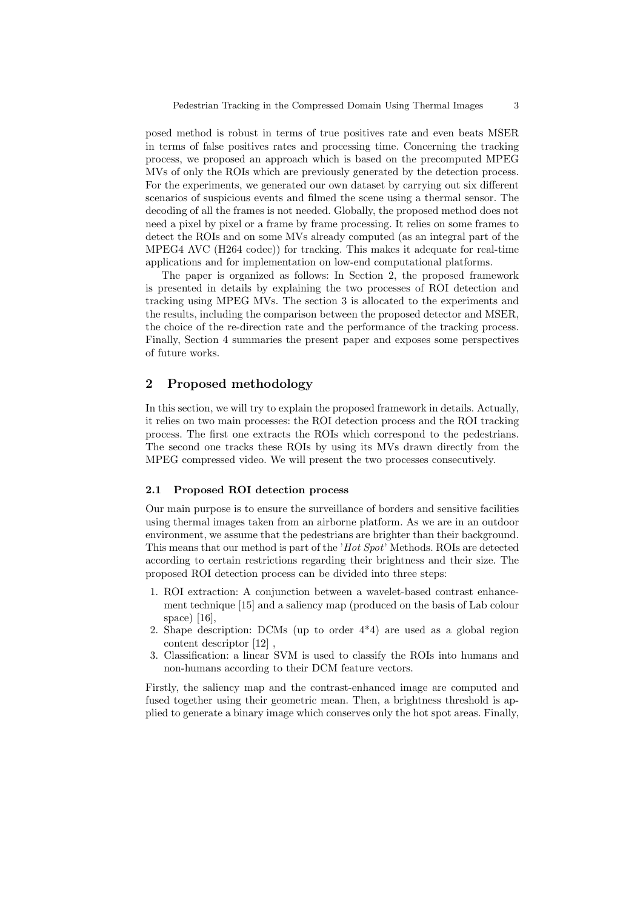posed method is robust in terms of true positives rate and even beats MSER in terms of false positives rates and processing time. Concerning the tracking process, we proposed an approach which is based on the precomputed MPEG MVs of only the ROIs which are previously generated by the detection process. For the experiments, we generated our own dataset by carrying out six different scenarios of suspicious events and filmed the scene using a thermal sensor. The decoding of all the frames is not needed. Globally, the proposed method does not need a pixel by pixel or a frame by frame processing. It relies on some frames to detect the ROIs and on some MVs already computed (as an integral part of the MPEG4 AVC (H264 codec)) for tracking. This makes it adequate for real-time applications and for implementation on low-end computational platforms.

The paper is organized as follows: In Section 2, the proposed framework is presented in details by explaining the two processes of ROI detection and tracking using MPEG MVs. The section 3 is allocated to the experiments and the results, including the comparison between the proposed detector and MSER, the choice of the re-direction rate and the performance of the tracking process. Finally, Section 4 summaries the present paper and exposes some perspectives of future works.

## 2 Proposed methodology

In this section, we will try to explain the proposed framework in details. Actually, it relies on two main processes: the ROI detection process and the ROI tracking process. The first one extracts the ROIs which correspond to the pedestrians. The second one tracks these ROIs by using its MVs drawn directly from the MPEG compressed video. We will present the two processes consecutively.

### 2.1 Proposed ROI detection process

Our main purpose is to ensure the surveillance of borders and sensitive facilities using thermal images taken from an airborne platform. As we are in an outdoor environment, we assume that the pedestrians are brighter than their background. This means that our method is part of the '*Hot Spot*' Methods. ROIs are detected according to certain restrictions regarding their brightness and their size. The proposed ROI detection process can be divided into three steps:

1. ROI extraction: A conjunction between a wavelet-based contrast enhancement technique [15] and a saliency map (produced on the basis of Lab colour space) [16],
2. Shape description: DCMs (up to order 4*4) are used as a global region content descriptor [12] ,
3. Classification: a linear SVM is used to classify the ROIs into humans and non-humans according to their DCM feature vectors.

Firstly, the saliency map and the contrast-enhanced image are computed and fused together using their geometric mean. Then, a brightness threshold is applied to generate a binary image which conserves only the hot spot areas. Finally,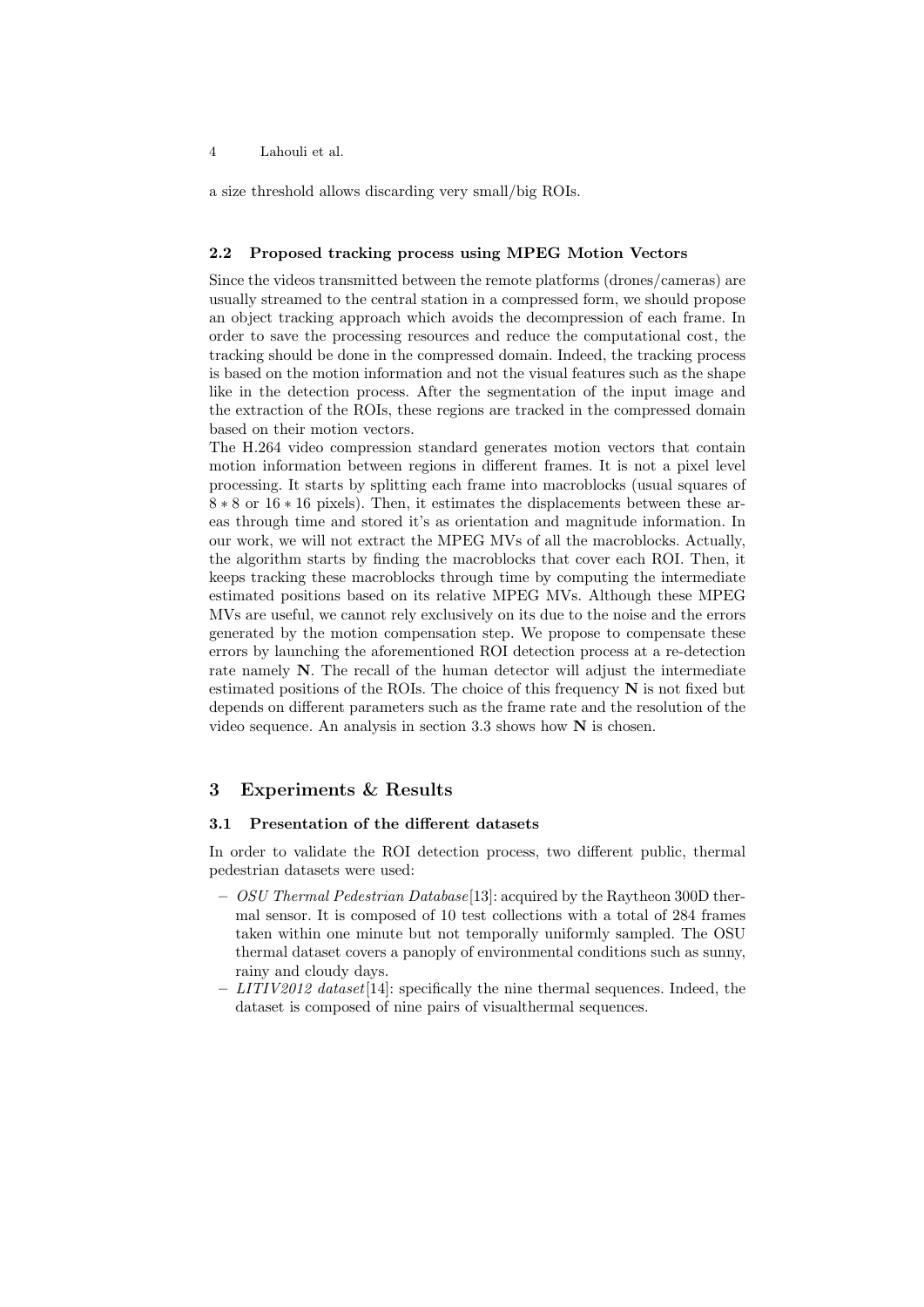a size threshold allows discarding very small/big ROIs.

### 2.2 Proposed tracking process using MPEG Motion Vectors

Since the videos transmitted between the remote platforms (drones/cameras) are usually streamed to the central station in a compressed form, we should propose an object tracking approach which avoids the decompression of each frame. In order to save the processing resources and reduce the computational cost, the tracking should be done in the compressed domain. Indeed, the tracking process is based on the motion information and not the visual features such as the shape like in the detection process. After the segmentation of the input image and the extraction of the ROIs, these regions are tracked in the compressed domain based on their motion vectors.

The H.264 video compression standard generates motion vectors that contain motion information between regions in different frames. It is not a pixel level processing. It starts by splitting each frame into macroblocks (usual squares of $8*8$ or $16*16$ pixels). Then, it estimates the displacements between these areas through time and stored it's as orientation and magnitude information. In our work, we will not extract the MPEG MVs of all the macroblocks. Actually, the algorithm starts by finding the macroblocks that cover each ROI. Then, it keeps tracking these macroblocks through time by computing the intermediate estimated positions based on its relative MPEG MVs. Although these MPEG MVs are useful, we cannot rely exclusively on its due to the noise and the errors generated by the motion compensation step. We propose to compensate these errors by launching the aforementioned ROI detection process at a re-detection rate namely $\mathbf{N}$. The recall of the human detector will adjust the intermediate estimated positions of the ROIs. The choice of this frequency $\mathbf{N}$ is not fixed but depends on different parameters such as the frame rate and the resolution of the video sequence. An analysis in section 3.3 shows how $\mathbf{N}$ is chosen.

## 3 Experiments & Results

### 3.1 Presentation of the different datasets

In order to validate the ROI detection process, two different public, thermal pedestrian datasets were used:

- *OSU Thermal Pedestrian Database*[13]: acquired by the Raytheon 300D thermal sensor. It is composed of 10 test collections with a total of 284 frames taken within one minute but not temporally uniformly sampled. The OSU thermal dataset covers a panoply of environmental conditions such as sunny, rainy and cloudy days.
- *LITIV2012 dataset*[14]: specifically the nine thermal sequences. Indeed, the dataset is composed of nine pairs of visualthermal sequences.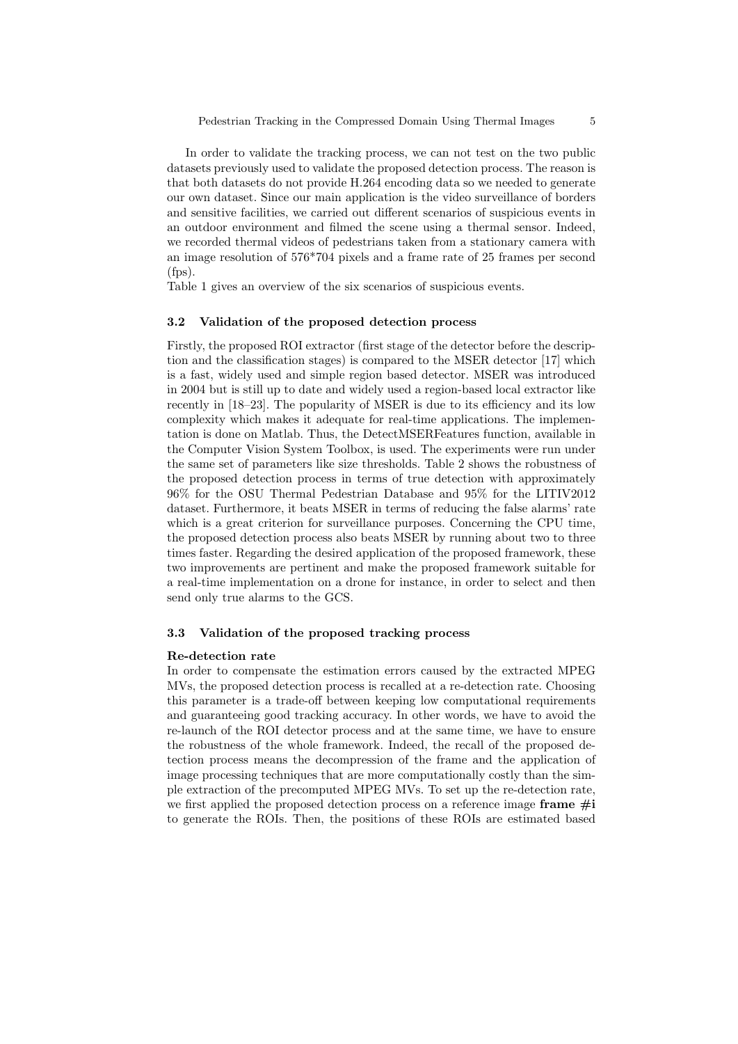In order to validate the tracking process, we can not test on the two public datasets previously used to validate the proposed detection process. The reason is that both datasets do not provide H.264 encoding data so we needed to generate our own dataset. Since our main application is the video surveillance of borders and sensitive facilities, we carried out different scenarios of suspicious events in an outdoor environment and filmed the scene using a thermal sensor. Indeed, we recorded thermal videos of pedestrians taken from a stationary camera with an image resolution of 576*704 pixels and a frame rate of 25 frames per second (fps).
Table 1 gives an overview of the six scenarios of suspicious events.

### 3.2 Validation of the proposed detection process

Firstly, the proposed ROI extractor (first stage of the detector before the description and the classification stages) is compared to the MSER detector [17] which is a fast, widely used and simple region based detector. MSER was introduced in 2004 but is still up to date and widely used a region-based local extractor like recently in [18–23]. The popularity of MSER is due to its efficiency and its low complexity which makes it adequate for real-time applications. The implementation is done on Matlab. Thus, the DetectMSERFeatures function, available in the Computer Vision System Toolbox, is used. The experiments were run under the same set of parameters like size thresholds. Table 2 shows the robustness of the proposed detection process in terms of true detection with approximately 96% for the OSU Thermal Pedestrian Database and 95% for the LITIV2012 dataset. Furthermore, it beats MSER in terms of reducing the false alarms' rate which is a great criterion for surveillance purposes. Concerning the CPU time, the proposed detection process also beats MSER by running about two to three times faster. Regarding the desired application of the proposed framework, these two improvements are pertinent and make the proposed framework suitable for a real-time implementation on a drone for instance, in order to select and then send only true alarms to the GCS.

### 3.3 Validation of the proposed tracking process

**Re-detection rate**
In order to compensate the estimation errors caused by the extracted MPEG MVs, the proposed detection process is recalled at a re-detection rate. Choosing this parameter is a trade-off between keeping low computational requirements and guaranteeing good tracking accuracy. In other words, we have to avoid the re-launch of the ROI detector process and at the same time, we have to ensure the robustness of the whole framework. Indeed, the recall of the proposed detection process means the decompression of the frame and the application of image processing techniques that are more computationally costly than the simple extraction of the precomputed MPEG MVs. To set up the re-detection rate, we first applied the proposed detection process on a reference image **frame #i** to generate the ROIs. Then, the positions of these ROIs are estimated based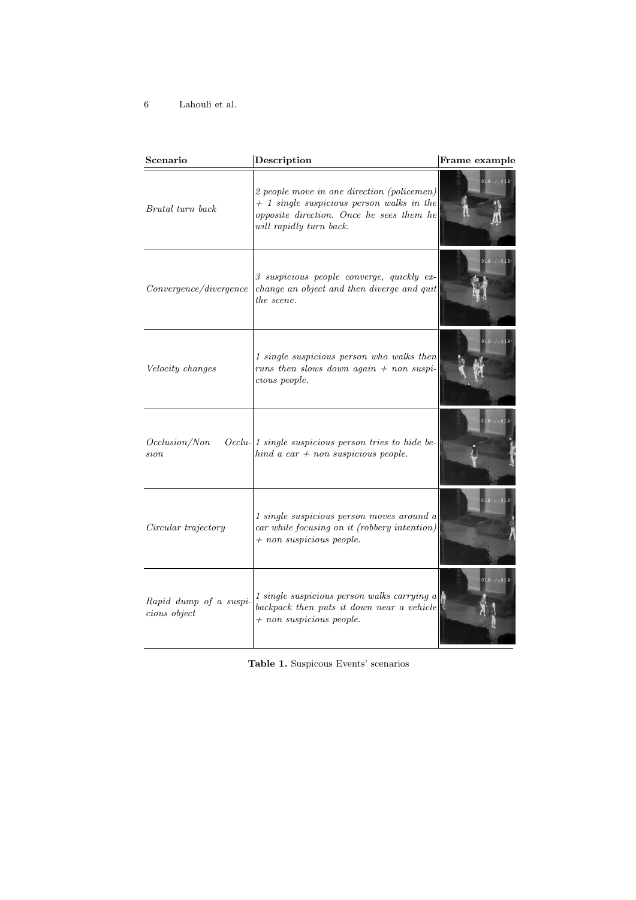| Scenario | Description | Frame example |
|---|---|---|
| *Brutal turn back* | *2 people move in one direction (policemen) + 1 single suspicious person walks in the opposite direction. Once he sees them he will rapidly turn back.* | |
| *Convergence/divergence* | *3 suspicious people converge, quickly exchange an object and then diverge and quit the scene.* | |
| *Velocity changes* | *1 single suspicious person who walks then runs then slows down again + non suspicious people.* | |
| *Occlusion/Non Occlusion* | *1 single suspicious person tries to hide behind a car + non suspicious people.* | |
| *Circular trajectory* | *1 single suspicious person moves around a car while focusing on it (robbery intention) + non suspicious people.* | |
| *Rapid dump of a suspicious object* | *1 single suspicious person walks carrying a backpack then puts it down near a vehicle + non suspicious people.* | |

**Table 1.** Suspicous Events' scenarios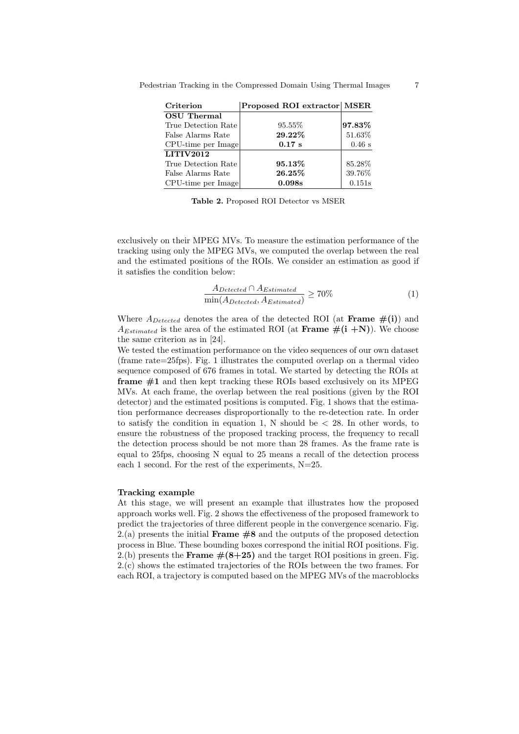| **Criterion** | **Proposed ROI extractor** | **MSER** |
|---|---|---|
| **OSU Thermal** | | |
| True Detection Rate | 95.55% | **97.83%** |
| False Alarms Rate | **29.22%** | 51.63% |
| CPU-time per Image | **0.17 s** | 0.46 s |
| **LITIV2012** | | |
| True Detection Rate | **95.13%** | 85.28% |
| False Alarms Rate | **26.25%** | 39.76% |
| CPU-time per Image | **0.098s** | 0.151s |

**Table 2.** Proposed ROI Detector vs MSER

exclusively on their MPEG MVs. To measure the estimation performance of the tracking using only the MPEG MVs, we computed the overlap between the real and the estimated positions of the ROIs. We consider an estimation as good if it satisfies the condition below:

$$\frac{A_{Detected} \cap A_{Estimated}}{\min(A_{Detected}, A_{Estimated})} \geq 70\% \tag{1}$$

Where $A_{Detected}$ denotes the area of the detected ROI (at **Frame #(i)**) and $A_{Estimated}$ is the area of the estimated ROI (at **Frame #(i +N)**). We choose the same criterion as in [24].

We tested the estimation performance on the video sequences of our own dataset (frame rate=25fps). Fig. 1 illustrates the computed overlap on a thermal video sequence composed of 676 frames in total. We started by detecting the ROIs at **frame #1** and then kept tracking these ROIs based exclusively on its MPEG MVs. At each frame, the overlap between the real positions (given by the ROI detector) and the estimated positions is computed. Fig. 1 shows that the estimation performance decreases disproportionally to the re-detection rate. In order to satisfy the condition in equation 1, N should be $< 28$. In other words, to ensure the robustness of the proposed tracking process, the frequency to recall the detection process should be not more than 28 frames. As the frame rate is equal to 25fps, choosing N equal to 25 means a recall of the detection process each 1 second. For the rest of the experiments, N=25.

**Tracking example**

At this stage, we will present an example that illustrates how the proposed approach works well. Fig. 2 shows the effectiveness of the proposed framework to predict the trajectories of three different people in the convergence scenario. Fig. 2.(a) presents the initial **Frame #8** and the outputs of the proposed detection process in Blue. These bounding boxes correspond the initial ROI positions. Fig. 2.(b) presents the **Frame #(8+25)** and the target ROI positions in green. Fig. 2.(c) shows the estimated trajectories of the ROIs between the two frames. For each ROI, a trajectory is computed based on the MPEG MVs of the macroblocks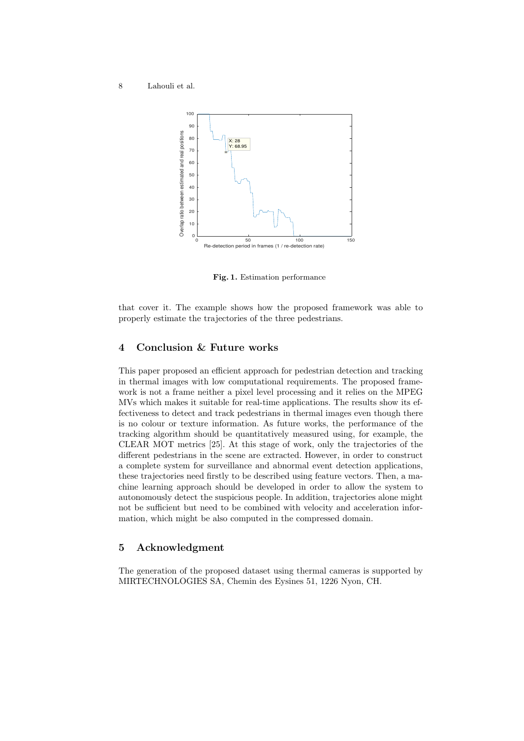Fig. 1. Estimation performance

that cover it. The example shows how the proposed framework was able to properly estimate the trajectories of the three pedestrians.

## 4 Conclusion & Future works

This paper proposed an efficient approach for pedestrian detection and tracking in thermal images with low computational requirements. The proposed framework is not a frame neither a pixel level processing and it relies on the MPEG MVs which makes it suitable for real-time applications. The results show its effectiveness to detect and track pedestrians in thermal images even though there is no colour or texture information. As future works, the performance of the tracking algorithm should be quantitatively measured using, for example, the CLEAR MOT metrics [25]. At this stage of work, only the trajectories of the different pedestrians in the scene are extracted. However, in order to construct a complete system for surveillance and abnormal event detection applications, these trajectories need firstly to be described using feature vectors. Then, a machine learning approach should be developed in order to allow the system to autonomously detect the suspicious people. In addition, trajectories alone might not be sufficient but need to be combined with velocity and acceleration information, which might be also computed in the compressed domain.

## 5 Acknowledgment

The generation of the proposed dataset using thermal cameras is supported by MIRTECHNOLOGIES SA, Chemin des Eysines 51, 1226 Nyon, CH.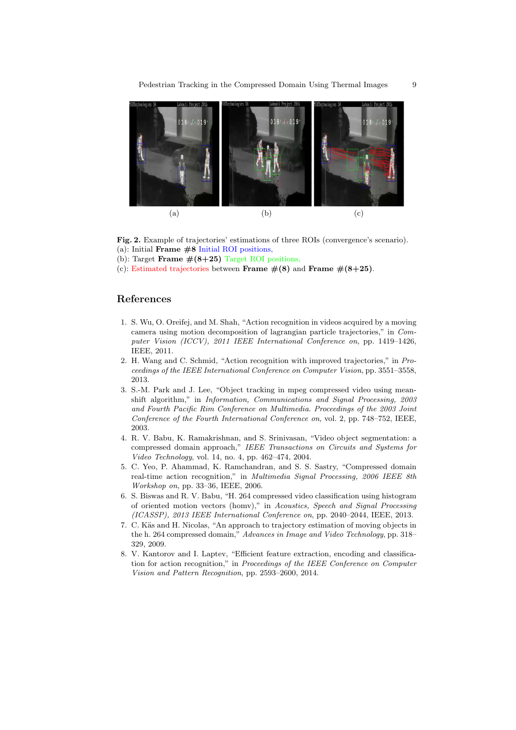(a) (b) (c)

**Fig. 2.** Example of trajectories' estimations of three ROIs (convergence's scenario).
(a): Initial **Frame #8** Initial ROI positions,
(b): Target **Frame #(8+25)** Target ROI positions,
(c): Estimated trajectories between **Frame #(8)** and **Frame #(8+25)**.

## References

1. S. Wu, O. Oreifej, and M. Shah, "Action recognition in videos acquired by a moving camera using motion decomposition of lagrangian particle trajectories," in *Computer Vision (ICCV), 2011 IEEE International Conference on*, pp. 1419–1426, IEEE, 2011.
2. H. Wang and C. Schmid, "Action recognition with improved trajectories," in *Proceedings of the IEEE International Conference on Computer Vision*, pp. 3551–3558, 2013.
3. S.-M. Park and J. Lee, "Object tracking in mpeg compressed video using mean-shift algorithm," in *Information, Communications and Signal Processing, 2003 and Fourth Pacific Rim Conference on Multimedia. Proceedings of the 2003 Joint Conference of the Fourth International Conference on*, vol. 2, pp. 748–752, IEEE, 2003.
4. R. V. Babu, K. Ramakrishnan, and S. Srinivasan, "Video object segmentation: a compressed domain approach," *IEEE Transactions on Circuits and Systems for Video Technology*, vol. 14, no. 4, pp. 462–474, 2004.
5. C. Yeo, P. Ahammad, K. Ramchandran, and S. S. Sastry, "Compressed domain real-time action recognition," in *Multimedia Signal Processing, 2006 IEEE 8th Workshop on*, pp. 33–36, IEEE, 2006.
6. S. Biswas and R. V. Babu, "H. 264 compressed video classification using histogram of oriented motion vectors (homv)," in *Acoustics, Speech and Signal Processing (ICASSP), 2013 IEEE International Conference on*, pp. 2040–2044, IEEE, 2013.
7. C. Käs and H. Nicolas, "An approach to trajectory estimation of moving objects in the h. 264 compressed domain," *Advances in Image and Video Technology*, pp. 318–329, 2009.
8. V. Kantorov and I. Laptev, "Efficient feature extraction, encoding and classification for action recognition," in *Proceedings of the IEEE Conference on Computer Vision and Pattern Recognition*, pp. 2593–2600, 2014.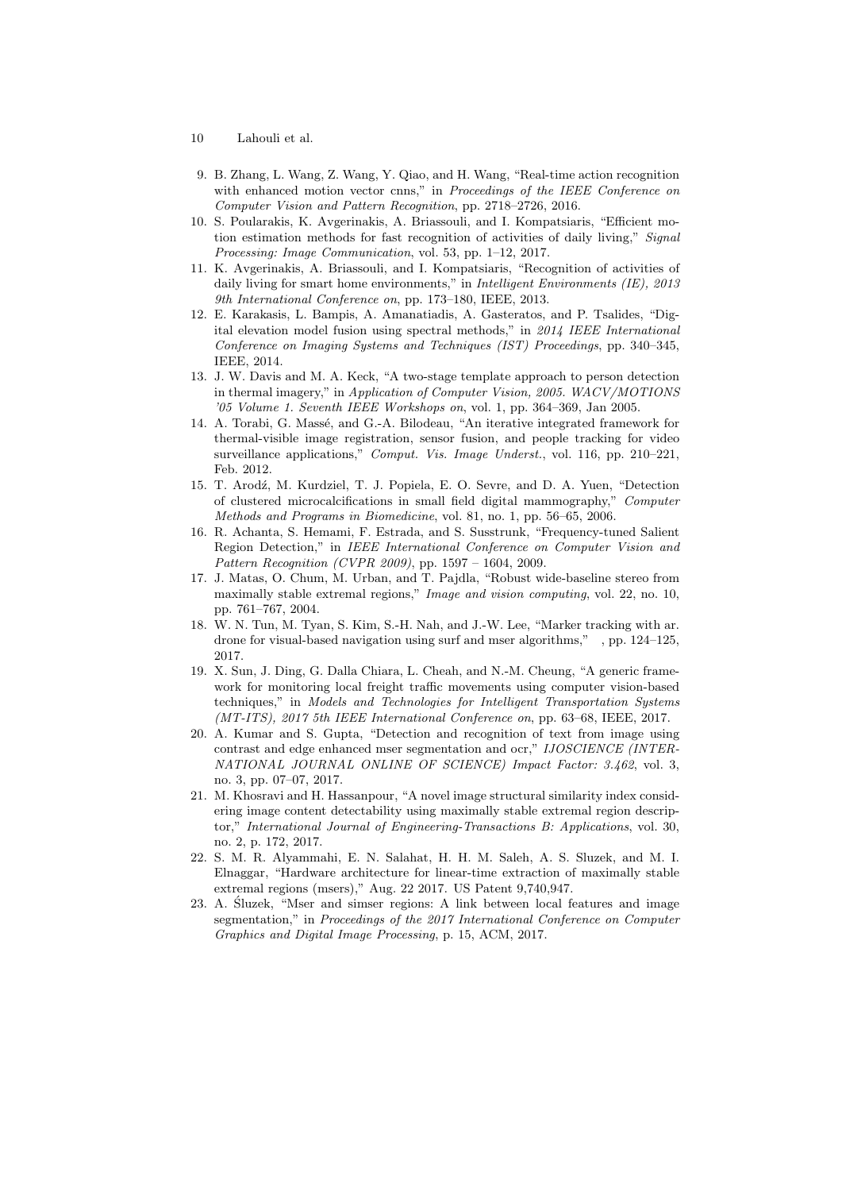9. B. Zhang, L. Wang, Z. Wang, Y. Qiao, and H. Wang, "Real-time action recognition with enhanced motion vector cnns," in *Proceedings of the IEEE Conference on Computer Vision and Pattern Recognition*, pp. 2718–2726, 2016.
10. S. Poularakis, K. Avgerinakis, A. Briassouli, and I. Kompatsiaris, "Efficient motion estimation methods for fast recognition of activities of daily living," *Signal Processing: Image Communication*, vol. 53, pp. 1–12, 2017.
11. K. Avgerinakis, A. Briassouli, and I. Kompatsiaris, "Recognition of activities of daily living for smart home environments," in *Intelligent Environments (IE), 2013 9th International Conference on*, pp. 173–180, IEEE, 2013.
12. E. Karakasis, L. Bampis, A. Amanatiadis, A. Gasteratos, and P. Tsalides, "Digital elevation model fusion using spectral methods," in *2014 IEEE International Conference on Imaging Systems and Techniques (IST) Proceedings*, pp. 340–345, IEEE, 2014.
13. J. W. Davis and M. A. Keck, "A two-stage template approach to person detection in thermal imagery," in *Application of Computer Vision, 2005. WACV/MOTIONS '05 Volume 1. Seventh IEEE Workshops on*, vol. 1, pp. 364–369, Jan 2005.
14. A. Torabi, G. Massé, and G.-A. Bilodeau, "An iterative integrated framework for thermal-visible image registration, sensor fusion, and people tracking for video surveillance applications," *Comput. Vis. Image Underst.*, vol. 116, pp. 210–221, Feb. 2012.
15. T. Arodź, M. Kurdziel, T. J. Popiela, E. O. Sevre, and D. A. Yuen, "Detection of clustered microcalcifications in small field digital mammography," *Computer Methods and Programs in Biomedicine*, vol. 81, no. 1, pp. 56–65, 2006.
16. R. Achanta, S. Hemami, F. Estrada, and S. Susstrunk, "Frequency-tuned Salient Region Detection," in *IEEE International Conference on Computer Vision and Pattern Recognition (CVPR 2009)*, pp. 1597 – 1604, 2009.
17. J. Matas, O. Chum, M. Urban, and T. Pajdla, "Robust wide-baseline stereo from maximally stable extremal regions," *Image and vision computing*, vol. 22, no. 10, pp. 761–767, 2004.
18. W. N. Tun, M. Tyan, S. Kim, S.-H. Nah, and J.-W. Lee, "Marker tracking with ar. drone for visual-based navigation using surf and mser algorithms," , pp. 124–125, 2017.
19. X. Sun, J. Ding, G. Dalla Chiara, L. Cheah, and N.-M. Cheung, "A generic framework for monitoring local freight traffic movements using computer vision-based techniques," in *Models and Technologies for Intelligent Transportation Systems (MT-ITS), 2017 5th IEEE International Conference on*, pp. 63–68, IEEE, 2017.
20. A. Kumar and S. Gupta, "Detection and recognition of text from image using contrast and edge enhanced mser segmentation and ocr," *IJOSCIENCE (INTERNATIONAL JOURNAL ONLINE OF SCIENCE) Impact Factor: 3.462*, vol. 3, no. 3, pp. 07–07, 2017.
21. M. Khosravi and H. Hassanpour, "A novel image structural similarity index considering image content detectability using maximally stable extremal region descriptor," *International Journal of Engineering-Transactions B: Applications*, vol. 30, no. 2, p. 172, 2017.
22. S. M. R. Alyammahi, E. N. Salahat, H. H. M. Saleh, A. S. Sluzek, and M. I. Elnaggar, "Hardware architecture for linear-time extraction of maximally stable extremal regions (msers)," Aug. 22 2017. US Patent 9,740,947.
23. A. Śluzek, "Mser and simser regions: A link between local features and image segmentation," in *Proceedings of the 2017 International Conference on Computer Graphics and Digital Image Processing*, p. 15, ACM, 2017.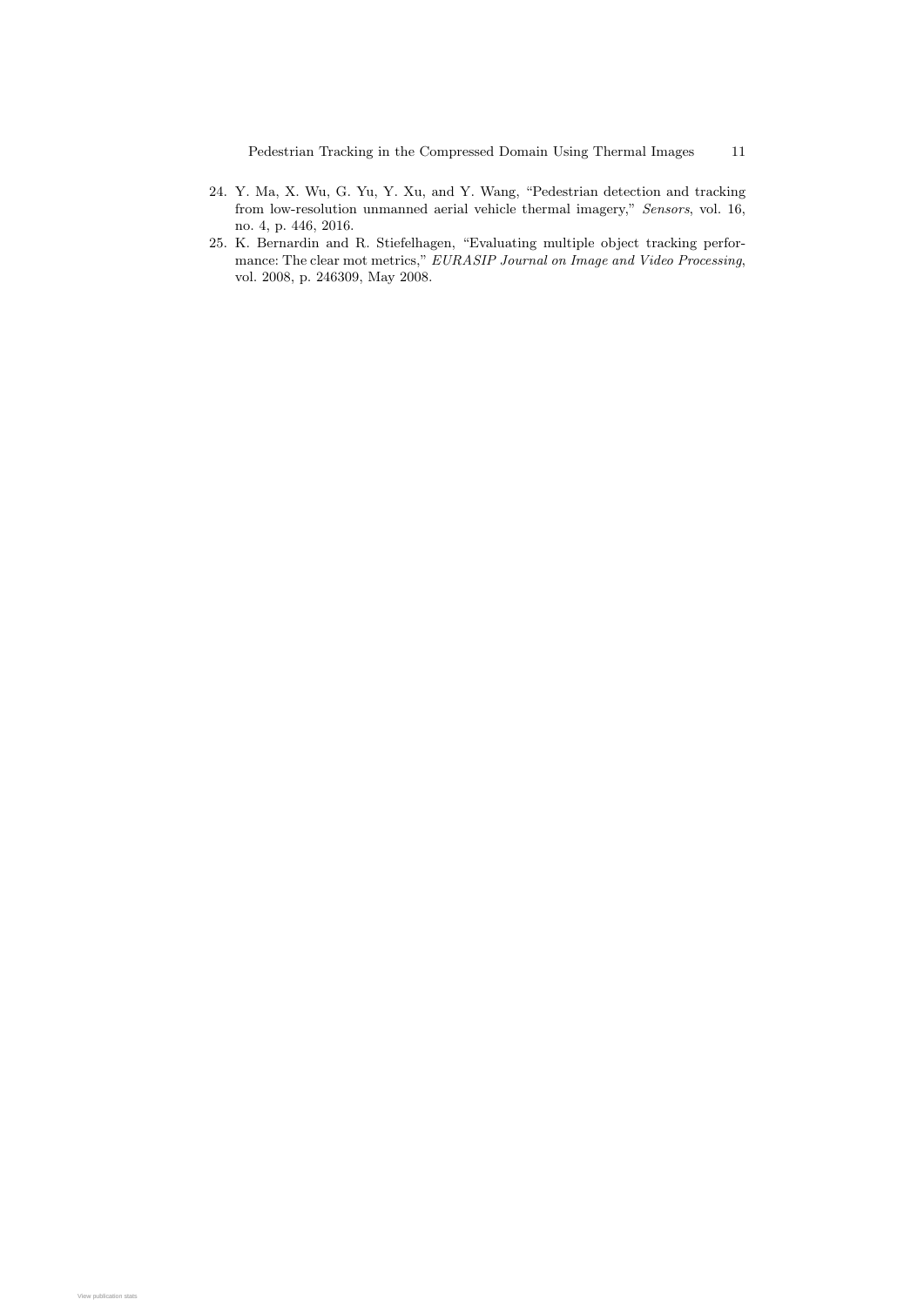24. Y. Ma, X. Wu, G. Yu, Y. Xu, and Y. Wang, "Pedestrian detection and tracking from low-resolution unmanned aerial vehicle thermal imagery," *Sensors*, vol. 16, no. 4, p. 446, 2016.
25. K. Bernardin and R. Stiefelhagen, "Evaluating multiple object tracking performance: The clear mot metrics," *EURASIP Journal on Image and Video Processing*, vol. 2008, p. 246309, May 2008.